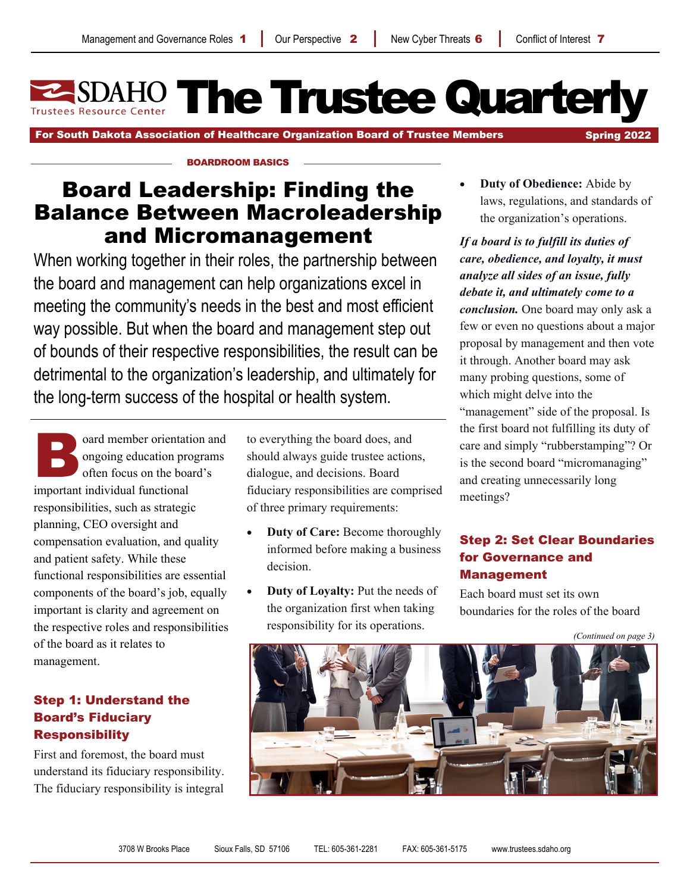Management and Governance Roles 1 | Our Perspective 2 | New Cyber Threats 6 | Conflict of Interest 7

# SDAHO Trustees Resource Center — The Trustee Quarterly

**For South Dakota Association of Healthcare Organization Board of Trustee Members** — Spring 2022

BOARDROOM BASICS

## Board Leadership: Finding the Balance Between Macroleadership and Micromanagement

When working together in their roles, the partnership between the board and management can help organizations excel in meeting the community's needs in the best and most efficient way possible. But when the board and management step out of bounds of their respective responsibilities, the result can be detrimental to the organization's leadership, and ultimately for the long-term success of the hospital or health system.

Board member orientation and ongoing education programs often focus on the board's important individual functional responsibilities, such as strategic planning, CEO oversight and compensation evaluation, and quality and patient safety. While these functional responsibilities are essential components of the board's job, equally important is clarity and agreement on the respective roles and responsibilities of the board as it relates to management.

### Step 1: Understand the Board's Fiduciary Responsibility

First and foremost, the board must understand its fiduciary responsibility. The fiduciary responsibility is integral to everything the board does, and should always guide trustee actions, dialogue, and decisions. Board fiduciary responsibilities are comprised of three primary requirements:

- **Duty of Care:** Become thoroughly informed before making a business decision.
- **Duty of Loyalty:** Put the needs of the organization first when taking responsibility for its operations.
- **Duty of Obedience:** Abide by laws, regulations, and standards of the organization's operations.

***If a board is to fulfill its duties of care, obedience, and loyalty, it must analyze all sides of an issue, fully debate it, and ultimately come to a conclusion.*** One board may only ask a few or even no questions about a major proposal by management and then vote it through. Another board may ask many probing questions, some of which might delve into the "management" side of the proposal. Is the first board not fulfilling its duty of care and simply "rubberstamping"? Or is the second board "micromanaging" and creating unnecessarily long meetings?

### Step 2: Set Clear Boundaries for Governance and Management

Each board must set its own boundaries for the roles of the board

*(Continued on page 3)*

3708 W Brooks Place Sioux Falls, SD 57106 TEL: 605-361-2281 FAX: 605-361-5175 www.trustees.sdaho.org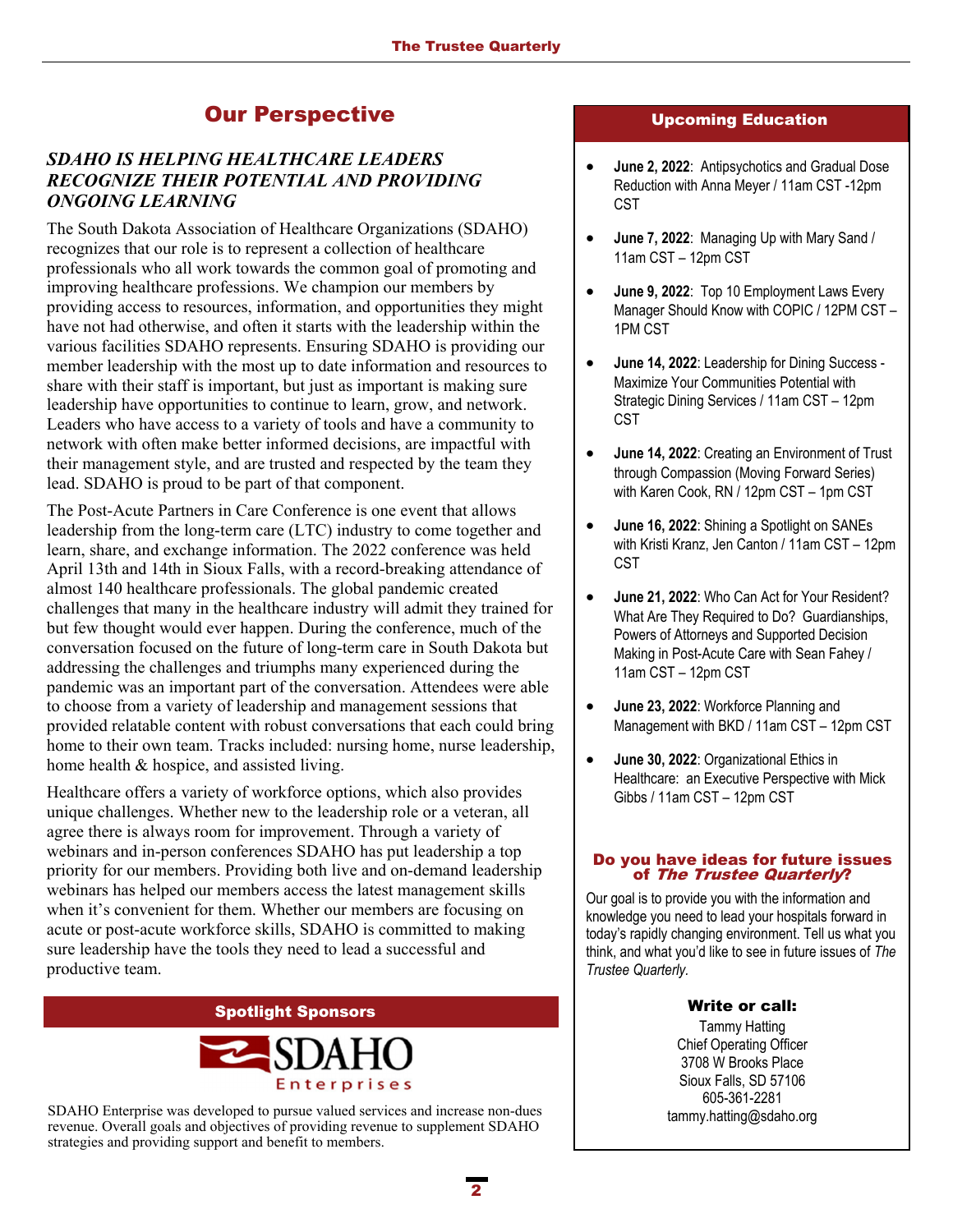# Our Perspective

## *SDAHO IS HELPING HEALTHCARE LEADERS RECOGNIZE THEIR POTENTIAL AND PROVIDING ONGOING LEARNING*

The South Dakota Association of Healthcare Organizations (SDAHO) recognizes that our role is to represent a collection of healthcare professionals who all work towards the common goal of promoting and improving healthcare professions. We champion our members by providing access to resources, information, and opportunities they might have not had otherwise, and often it starts with the leadership within the various facilities SDAHO represents. Ensuring SDAHO is providing our member leadership with the most up to date information and resources to share with their staff is important, but just as important is making sure leadership have opportunities to continue to learn, grow, and network. Leaders who have access to a variety of tools and have a community to network with often make better informed decisions, are impactful with their management style, and are trusted and respected by the team they lead. SDAHO is proud to be part of that component.

The Post-Acute Partners in Care Conference is one event that allows leadership from the long-term care (LTC) industry to come together and learn, share, and exchange information. The 2022 conference was held April 13th and 14th in Sioux Falls, with a record-breaking attendance of almost 140 healthcare professionals. The global pandemic created challenges that many in the healthcare industry will admit they trained for but few thought would ever happen. During the conference, much of the conversation focused on the future of long-term care in South Dakota but addressing the challenges and triumphs many experienced during the pandemic was an important part of the conversation. Attendees were able to choose from a variety of leadership and management sessions that provided relatable content with robust conversations that each could bring home to their own team. Tracks included: nursing home, nurse leadership, home health & hospice, and assisted living.

Healthcare offers a variety of workforce options, which also provides unique challenges. Whether new to the leadership role or a veteran, all agree there is always room for improvement. Through a variety of webinars and in-person conferences SDAHO has put leadership a top priority for our members. Providing both live and on-demand leadership webinars has helped our members access the latest management skills when it's convenient for them. Whether our members are focusing on acute or post-acute workforce skills, SDAHO is committed to making sure leadership have the tools they need to lead a successful and productive team.

## Spotlight Sponsors

SDAHO Enterprises

SDAHO Enterprise was developed to pursue valued services and increase non-dues revenue. Overall goals and objectives of providing revenue to supplement SDAHO strategies and providing support and benefit to members.

## Upcoming Education

- **June 2, 2022**: Antipsychotics and Gradual Dose Reduction with Anna Meyer / 11am CST -12pm CST
- **June 7, 2022**: Managing Up with Mary Sand / 11am CST – 12pm CST
- **June 9, 2022**: Top 10 Employment Laws Every Manager Should Know with COPIC / 12PM CST – 1PM CST
- **June 14, 2022**: Leadership for Dining Success - Maximize Your Communities Potential with Strategic Dining Services / 11am CST – 12pm CST
- **June 14, 2022**: Creating an Environment of Trust through Compassion (Moving Forward Series) with Karen Cook, RN / 12pm CST – 1pm CST
- **June 16, 2022**: Shining a Spotlight on SANEs with Kristi Kranz, Jen Canton / 11am CST – 12pm CST
- **June 21, 2022**: Who Can Act for Your Resident? What Are They Required to Do? Guardianships, Powers of Attorneys and Supported Decision Making in Post-Acute Care with Sean Fahey / 11am CST – 12pm CST
- **June 23, 2022**: Workforce Planning and Management with BKD / 11am CST – 12pm CST
- **June 30, 2022**: Organizational Ethics in Healthcare: an Executive Perspective with Mick Gibbs / 11am CST – 12pm CST

## Do you have ideas for future issues of *The Trustee Quarterly*?

Our goal is to provide you with the information and knowledge you need to lead your hospitals forward in today's rapidly changing environment. Tell us what you think, and what you'd like to see in future issues of *The Trustee Quarterly.*

**Write or call:**

Tammy Hatting
Chief Operating Officer
3708 W Brooks Place
Sioux Falls, SD 57106
605-361-2281
tammy.hatting@sdaho.org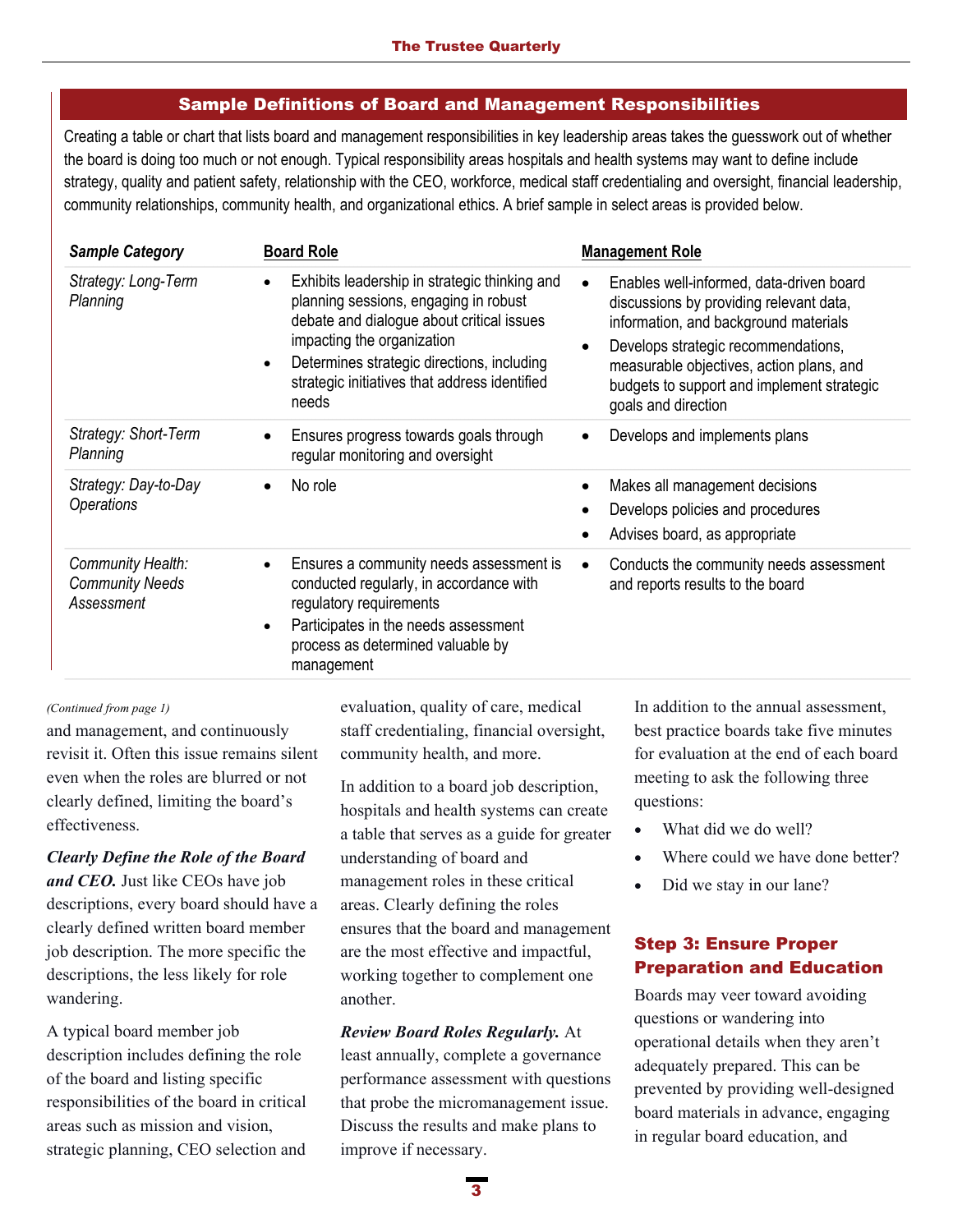## Sample Definitions of Board and Management Responsibilities

Creating a table or chart that lists board and management responsibilities in key leadership areas takes the guesswork out of whether the board is doing too much or not enough. Typical responsibility areas hospitals and health systems may want to define include strategy, quality and patient safety, relationship with the CEO, workforce, medical staff credentialing and oversight, financial leadership, community relationships, community health, and organizational ethics. A brief sample in select areas is provided below.

| *Sample Category* | Board Role | Management Role |
|---|---|---|
| *Strategy: Long-Term Planning* | • Exhibits leadership in strategic thinking and planning sessions, engaging in robust debate and dialogue about critical issues impacting the organization<br>• Determines strategic directions, including strategic initiatives that address identified needs | • Enables well-informed, data-driven board discussions by providing relevant data, information, and background materials<br>• Develops strategic recommendations, measurable objectives, action plans, and budgets to support and implement strategic goals and direction |
| *Strategy: Short-Term Planning* | • Ensures progress towards goals through regular monitoring and oversight | • Develops and implements plans |
| *Strategy: Day-to-Day Operations* | • No role | • Makes all management decisions<br>• Develops policies and procedures<br>• Advises board, as appropriate |
| *Community Health: Community Needs Assessment* | • Ensures a community needs assessment is conducted regularly, in accordance with regulatory requirements<br>• Participates in the needs assessment process as determined valuable by management | • Conducts the community needs assessment and reports results to the board |

*(Continued from page 1)*

and management, and continuously revisit it. Often this issue remains silent even when the roles are blurred or not clearly defined, limiting the board's effectiveness.

***Clearly Define the Role of the Board and CEO.*** Just like CEOs have job descriptions, every board should have a clearly defined written board member job description. The more specific the descriptions, the less likely for role wandering.

A typical board member job description includes defining the role of the board and listing specific responsibilities of the board in critical areas such as mission and vision, strategic planning, CEO selection and evaluation, quality of care, medical staff credentialing, financial oversight, community health, and more.

In addition to a board job description, hospitals and health systems can create a table that serves as a guide for greater understanding of board and management roles in these critical areas. Clearly defining the roles ensures that the board and management are the most effective and impactful, working together to complement one another.

***Review Board Roles Regularly.*** At least annually, complete a governance performance assessment with questions that probe the micromanagement issue. Discuss the results and make plans to improve if necessary.

In addition to the annual assessment, best practice boards take five minutes for evaluation at the end of each board meeting to ask the following three questions:

- What did we do well?
- Where could we have done better?
- Did we stay in our lane?

### Step 3: Ensure Proper Preparation and Education

Boards may veer toward avoiding questions or wandering into operational details when they aren't adequately prepared. This can be prevented by providing well-designed board materials in advance, engaging in regular board education, and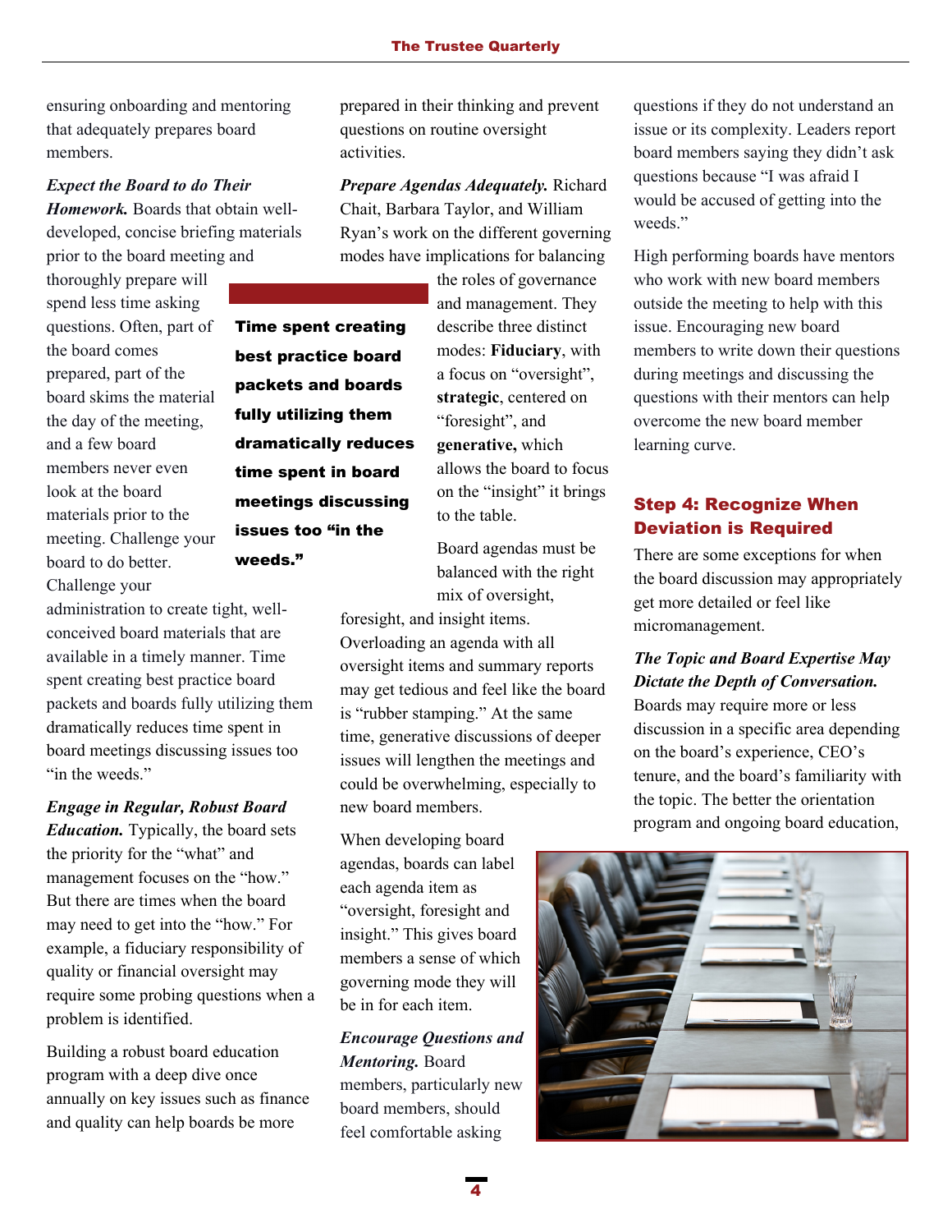ensuring onboarding and mentoring that adequately prepares board members.

***Expect the Board to do Their Homework.*** Boards that obtain well-developed, concise briefing materials prior to the board meeting and thoroughly prepare will spend less time asking questions. Often, part of the board comes prepared, part of the board skims the material the day of the meeting, and a few board members never even look at the board materials prior to the meeting. Challenge your board to do better. Challenge your administration to create tight, well-conceived board materials that are available in a timely manner. Time spent creating best practice board packets and boards fully utilizing them dramatically reduces time spent in board meetings discussing issues too "in the weeds."

> **Time spent creating best practice board packets and boards fully utilizing them dramatically reduces time spent in board meetings discussing issues too "in the weeds."**

***Engage in Regular, Robust Board Education.*** Typically, the board sets the priority for the "what" and management focuses on the "how." But there are times when the board may need to get into the "how." For example, a fiduciary responsibility of quality or financial oversight may require some probing questions when a problem is identified.

Building a robust board education program with a deep dive once annually on key issues such as finance and quality can help boards be more prepared in their thinking and prevent questions on routine oversight activities.

***Prepare Agendas Adequately.*** Richard Chait, Barbara Taylor, and William Ryan's work on the different governing modes have implications for balancing the roles of governance and management. They describe three distinct modes: **Fiduciary**, with a focus on "oversight", **strategic**, centered on "foresight", and **generative,** which allows the board to focus on the "insight" it brings to the table.

Board agendas must be balanced with the right mix of oversight, foresight, and insight items. Overloading an agenda with all oversight items and summary reports may get tedious and feel like the board is "rubber stamping." At the same time, generative discussions of deeper issues will lengthen the meetings and could be overwhelming, especially to new board members.

When developing board agendas, boards can label each agenda item as "oversight, foresight and insight." This gives board members a sense of which governing mode they will be in for each item.

***Encourage Questions and Mentoring.*** Board members, particularly new board members, should feel comfortable asking questions if they do not understand an issue or its complexity. Leaders report board members saying they didn't ask questions because "I was afraid I would be accused of getting into the weeds."

High performing boards have mentors who work with new board members outside the meeting to help with this issue. Encouraging new board members to write down their questions during meetings and discussing the questions with their mentors can help overcome the new board member learning curve.

## Step 4: Recognize When Deviation is Required

There are some exceptions for when the board discussion may appropriately get more detailed or feel like micromanagement.

***The Topic and Board Expertise May Dictate the Depth of Conversation.*** Boards may require more or less discussion in a specific area depending on the board's experience, CEO's tenure, and the board's familiarity with the topic. The better the orientation program and ongoing board education,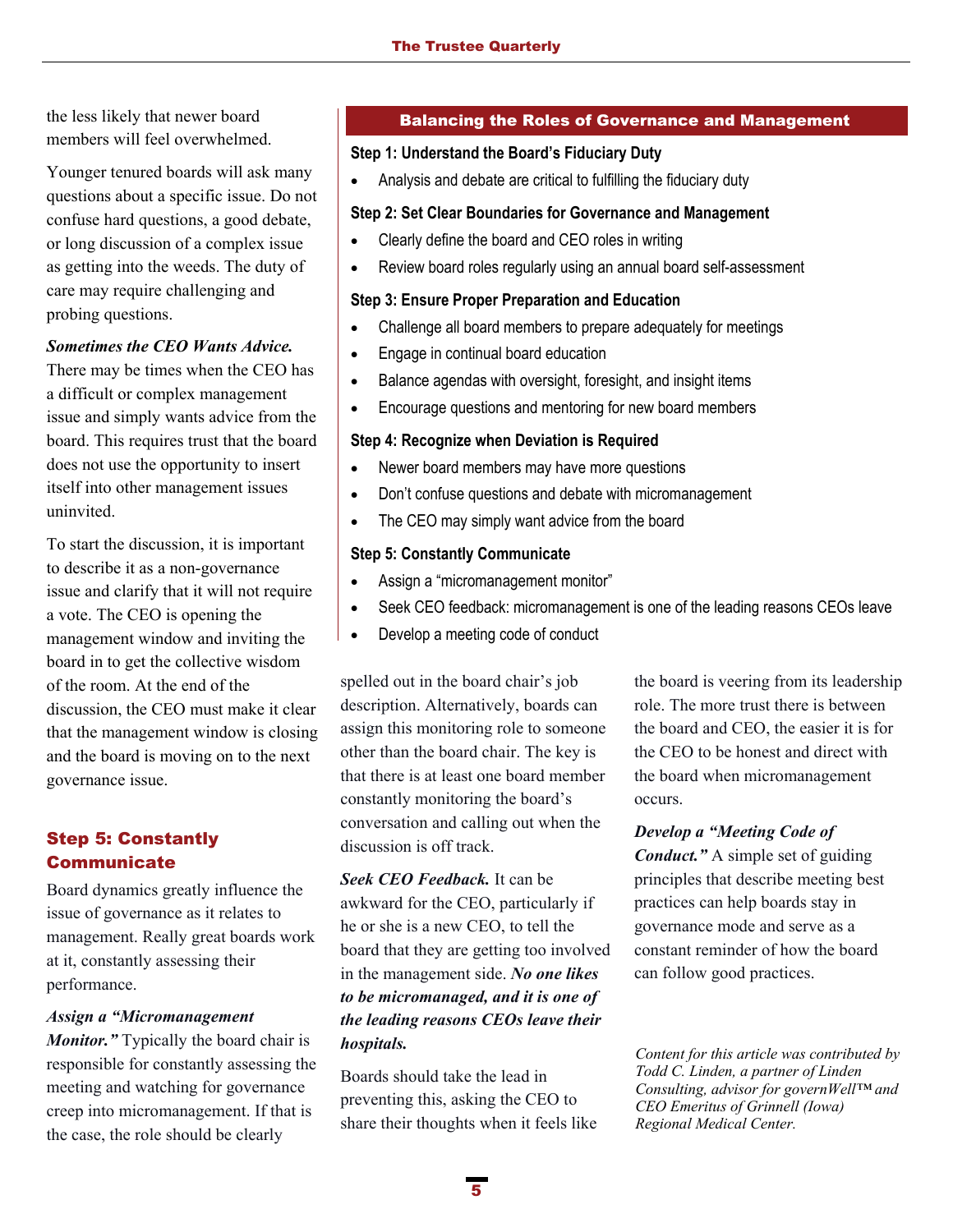the less likely that newer board members will feel overwhelmed.

Younger tenured boards will ask many questions about a specific issue. Do not confuse hard questions, a good debate, or long discussion of a complex issue as getting into the weeds. The duty of care may require challenging and probing questions.

***Sometimes the CEO Wants Advice.*** There may be times when the CEO has a difficult or complex management issue and simply wants advice from the board. This requires trust that the board does not use the opportunity to insert itself into other management issues uninvited.

To start the discussion, it is important to describe it as a non-governance issue and clarify that it will not require a vote. The CEO is opening the management window and inviting the board in to get the collective wisdom of the room. At the end of the discussion, the CEO must make it clear that the management window is closing and the board is moving on to the next governance issue.

## Step 5: Constantly Communicate

Board dynamics greatly influence the issue of governance as it relates to management. Really great boards work at it, constantly assessing their performance.

***Assign a "Micromanagement Monitor."*** Typically the board chair is responsible for constantly assessing the meeting and watching for governance creep into micromanagement. If that is the case, the role should be clearly spelled out in the board chair's job description. Alternatively, boards can assign this monitoring role to someone other than the board chair. The key is that there is at least one board member constantly monitoring the board's conversation and calling out when the discussion is off track.

***Seek CEO Feedback.*** It can be awkward for the CEO, particularly if he or she is a new CEO, to tell the board that they are getting too involved in the management side. ***No one likes to be micromanaged, and it is one of the leading reasons CEOs leave their hospitals.***

Boards should take the lead in preventing this, asking the CEO to share their thoughts when it feels like the board is veering from its leadership role. The more trust there is between the board and CEO, the easier it is for the CEO to be honest and direct with the board when micromanagement occurs.

***Develop a "Meeting Code of Conduct."*** A simple set of guiding principles that describe meeting best practices can help boards stay in governance mode and serve as a constant reminder of how the board can follow good practices.

*Content for this article was contributed by Todd C. Linden, a partner of Linden Consulting, advisor for governWell™ and CEO Emeritus of Grinnell (Iowa) Regional Medical Center.*

---

### Balancing the Roles of Governance and Management

**Step 1: Understand the Board's Fiduciary Duty**

- Analysis and debate are critical to fulfilling the fiduciary duty

**Step 2: Set Clear Boundaries for Governance and Management**

- Clearly define the board and CEO roles in writing
- Review board roles regularly using an annual board self-assessment

**Step 3: Ensure Proper Preparation and Education**

- Challenge all board members to prepare adequately for meetings
- Engage in continual board education
- Balance agendas with oversight, foresight, and insight items
- Encourage questions and mentoring for new board members

**Step 4: Recognize when Deviation is Required**

- Newer board members may have more questions
- Don't confuse questions and debate with micromanagement
- The CEO may simply want advice from the board

**Step 5: Constantly Communicate**

- Assign a "micromanagement monitor"
- Seek CEO feedback: micromanagement is one of the leading reasons CEOs leave
- Develop a meeting code of conduct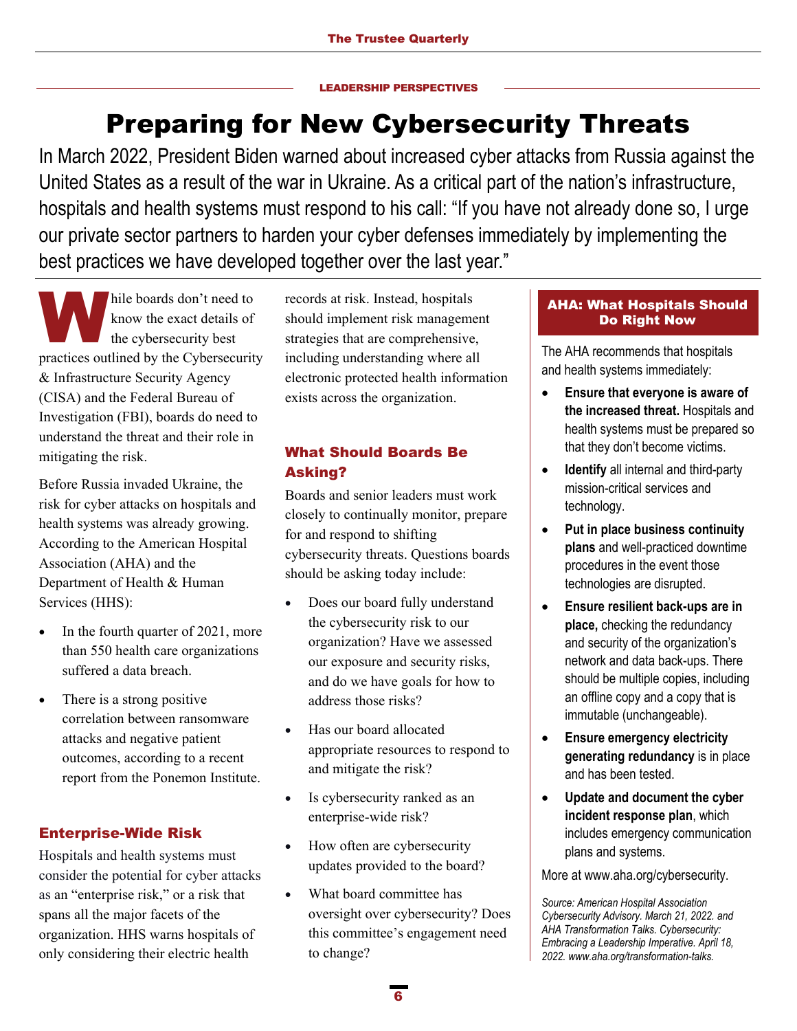LEADERSHIP PERSPECTIVES

# Preparing for New Cybersecurity Threats

In March 2022, President Biden warned about increased cyber attacks from Russia against the United States as a result of the war in Ukraine. As a critical part of the nation's infrastructure, hospitals and health systems must respond to his call: "If you have not already done so, I urge our private sector partners to harden your cyber defenses immediately by implementing the best practices we have developed together over the last year."

While boards don't need to know the exact details of the cybersecurity best practices outlined by the Cybersecurity & Infrastructure Security Agency (CISA) and the Federal Bureau of Investigation (FBI), boards do need to understand the threat and their role in mitigating the risk.

Before Russia invaded Ukraine, the risk for cyber attacks on hospitals and health systems was already growing. According to the American Hospital Association (AHA) and the Department of Health & Human Services (HHS):

- In the fourth quarter of 2021, more than 550 health care organizations suffered a data breach.
- There is a strong positive correlation between ransomware attacks and negative patient outcomes, according to a recent report from the Ponemon Institute.

## Enterprise-Wide Risk

Hospitals and health systems must consider the potential for cyber attacks as an "enterprise risk," or a risk that spans all the major facets of the organization. HHS warns hospitals of only considering their electric health records at risk. Instead, hospitals should implement risk management strategies that are comprehensive, including understanding where all electronic protected health information exists across the organization.

## What Should Boards Be Asking?

Boards and senior leaders must work closely to continually monitor, prepare for and respond to shifting cybersecurity threats. Questions boards should be asking today include:

- Does our board fully understand the cybersecurity risk to our organization? Have we assessed our exposure and security risks, and do we have goals for how to address those risks?
- Has our board allocated appropriate resources to respond to and mitigate the risk?
- Is cybersecurity ranked as an enterprise-wide risk?
- How often are cybersecurity updates provided to the board?
- What board committee has oversight over cybersecurity? Does this committee's engagement need to change?

## AHA: What Hospitals Should Do Right Now

The AHA recommends that hospitals and health systems immediately:

- **Ensure that everyone is aware of the increased threat.** Hospitals and health systems must be prepared so that they don't become victims.
- **Identify** all internal and third-party mission-critical services and technology.
- **Put in place business continuity plans** and well-practiced downtime procedures in the event those technologies are disrupted.
- **Ensure resilient back-ups are in place,** checking the redundancy and security of the organization's network and data back-ups. There should be multiple copies, including an offline copy and a copy that is immutable (unchangeable).
- **Ensure emergency electricity generating redundancy** is in place and has been tested.
- **Update and document the cyber incident response plan**, which includes emergency communication plans and systems.

More at www.aha.org/cybersecurity.

*Source: American Hospital Association Cybersecurity Advisory. March 21, 2022. and AHA Transformation Talks. Cybersecurity: Embracing a Leadership Imperative. April 18, 2022. www.aha.org/transformation-talks.*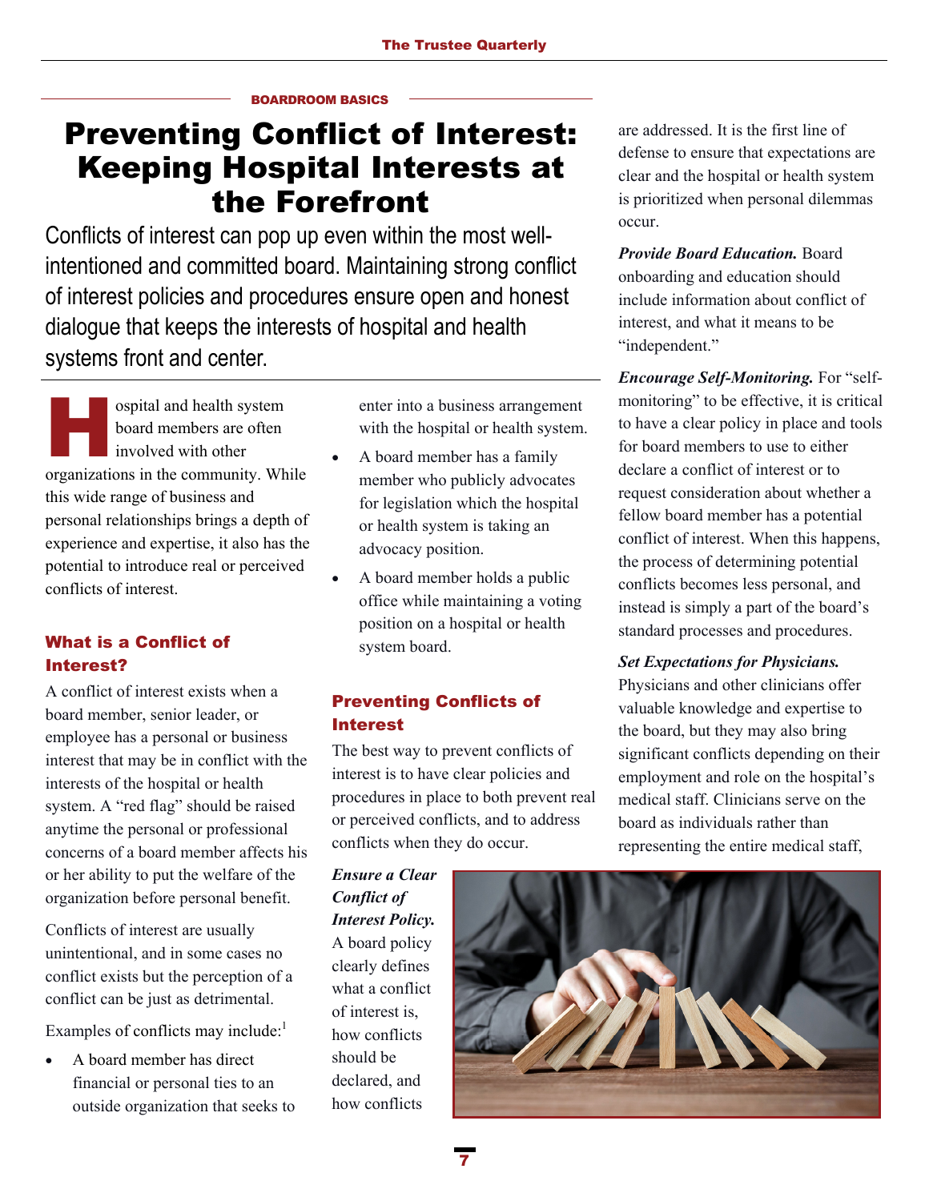BOARDROOM BASICS

# Preventing Conflict of Interest: Keeping Hospital Interests at the Forefront

Conflicts of interest can pop up even within the most well-intentioned and committed board. Maintaining strong conflict of interest policies and procedures ensure open and honest dialogue that keeps the interests of hospital and health systems front and center.

Hospital and health system board members are often involved with other organizations in the community. While this wide range of business and personal relationships brings a depth of experience and expertise, it also has the potential to introduce real or perceived conflicts of interest.

## What is a Conflict of Interest?

A conflict of interest exists when a board member, senior leader, or employee has a personal or business interest that may be in conflict with the interests of the hospital or health system. A "red flag" should be raised anytime the personal or professional concerns of a board member affects his or her ability to put the welfare of the organization before personal benefit.

Conflicts of interest are usually unintentional, and in some cases no conflict exists but the perception of a conflict can be just as detrimental.

Examples of conflicts may include:[1]

- A board member has direct financial or personal ties to an outside organization that seeks to enter into a business arrangement with the hospital or health system.
- A board member has a family member who publicly advocates for legislation which the hospital or health system is taking an advocacy position.
- A board member holds a public office while maintaining a voting position on a hospital or health system board.

## Preventing Conflicts of Interest

The best way to prevent conflicts of interest is to have clear policies and procedures in place to both prevent real or perceived conflicts, and to address conflicts when they do occur.

***Ensure a Clear Conflict of Interest Policy.*** A board policy clearly defines what a conflict of interest is, how conflicts should be declared, and how conflicts are addressed. It is the first line of defense to ensure that expectations are clear and the hospital or health system is prioritized when personal dilemmas occur.

***Provide Board Education.*** Board onboarding and education should include information about conflict of interest, and what it means to be "independent."

***Encourage Self-Monitoring.*** For "self-monitoring" to be effective, it is critical to have a clear policy in place and tools for board members to use to either declare a conflict of interest or to request consideration about whether a fellow board member has a potential conflict of interest. When this happens, the process of determining potential conflicts becomes less personal, and instead is simply a part of the board's standard processes and procedures.

***Set Expectations for Physicians.*** Physicians and other clinicians offer valuable knowledge and expertise to the board, but they may also bring significant conflicts depending on their employment and role on the hospital's medical staff. Clinicians serve on the board as individuals rather than representing the entire medical staff,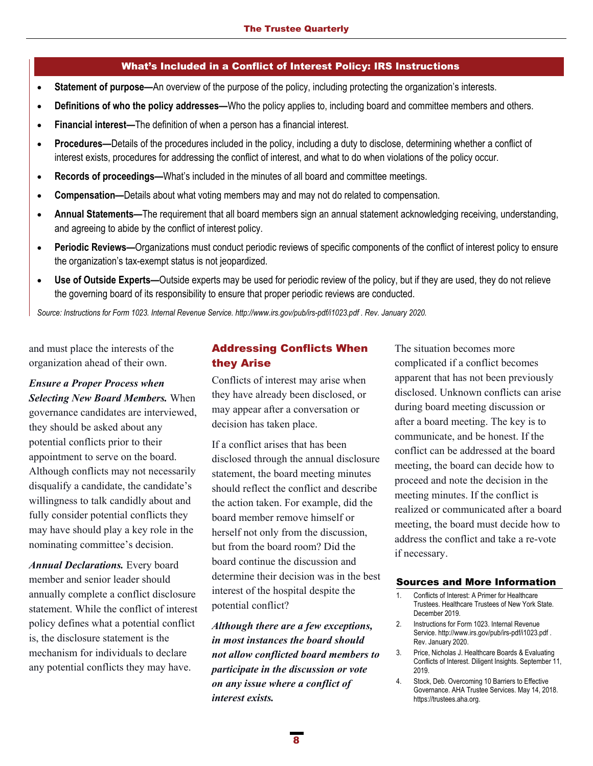## What's Included in a Conflict of Interest Policy: IRS Instructions

- **Statement of purpose—**An overview of the purpose of the policy, including protecting the organization's interests.
- **Definitions of who the policy addresses—**Who the policy applies to, including board and committee members and others.
- **Financial interest—**The definition of when a person has a financial interest.
- **Procedures—**Details of the procedures included in the policy, including a duty to disclose, determining whether a conflict of interest exists, procedures for addressing the conflict of interest, and what to do when violations of the policy occur.
- **Records of proceedings—**What's included in the minutes of all board and committee meetings.
- **Compensation—**Details about what voting members may and may not do related to compensation.
- **Annual Statements—**The requirement that all board members sign an annual statement acknowledging receiving, understanding, and agreeing to abide by the conflict of interest policy.
- **Periodic Reviews—**Organizations must conduct periodic reviews of specific components of the conflict of interest policy to ensure the organization's tax-exempt status is not jeopardized.
- **Use of Outside Experts—**Outside experts may be used for periodic review of the policy, but if they are used, they do not relieve the governing board of its responsibility to ensure that proper periodic reviews are conducted.

*Source: Instructions for Form 1023. Internal Revenue Service. http://www.irs.gov/pub/irs-pdf/i1023.pdf . Rev. January 2020.*

and must place the interests of the organization ahead of their own.

***Ensure a Proper Process when Selecting New Board Members.*** When governance candidates are interviewed, they should be asked about any potential conflicts prior to their appointment to serve on the board. Although conflicts may not necessarily disqualify a candidate, the candidate's willingness to talk candidly about and fully consider potential conflicts they may have should play a key role in the nominating committee's decision.

***Annual Declarations.*** Every board member and senior leader should annually complete a conflict disclosure statement. While the conflict of interest policy defines what a potential conflict is, the disclosure statement is the mechanism for individuals to declare any potential conflicts they may have.

## Addressing Conflicts When they Arise

Conflicts of interest may arise when they have already been disclosed, or may appear after a conversation or decision has taken place.

If a conflict arises that has been disclosed through the annual disclosure statement, the board meeting minutes should reflect the conflict and describe the action taken. For example, did the board member remove himself or herself not only from the discussion, but from the board room? Did the board continue the discussion and determine their decision was in the best interest of the hospital despite the potential conflict?

***Although there are a few exceptions, in most instances the board should not allow conflicted board members to participate in the discussion or vote on any issue where a conflict of interest exists.***

The situation becomes more complicated if a conflict becomes apparent that has not been previously disclosed. Unknown conflicts can arise during board meeting discussion or after a board meeting. The key is to communicate, and be honest. If the conflict can be addressed at the board meeting, the board can decide how to proceed and note the decision in the meeting minutes. If the conflict is realized or communicated after a board meeting, the board must decide how to address the conflict and take a re-vote if necessary.

### Sources and More Information

1. Conflicts of Interest: A Primer for Healthcare Trustees. Healthcare Trustees of New York State. December 2019.
2. Instructions for Form 1023. Internal Revenue Service. http://www.irs.gov/pub/irs-pdf/i1023.pdf . Rev. January 2020.
3. Price, Nicholas J. Healthcare Boards & Evaluating Conflicts of Interest. Diligent Insights. September 11, 2019.
4. Stock, Deb. Overcoming 10 Barriers to Effective Governance. AHA Trustee Services. May 14, 2018. https://trustees.aha.org.